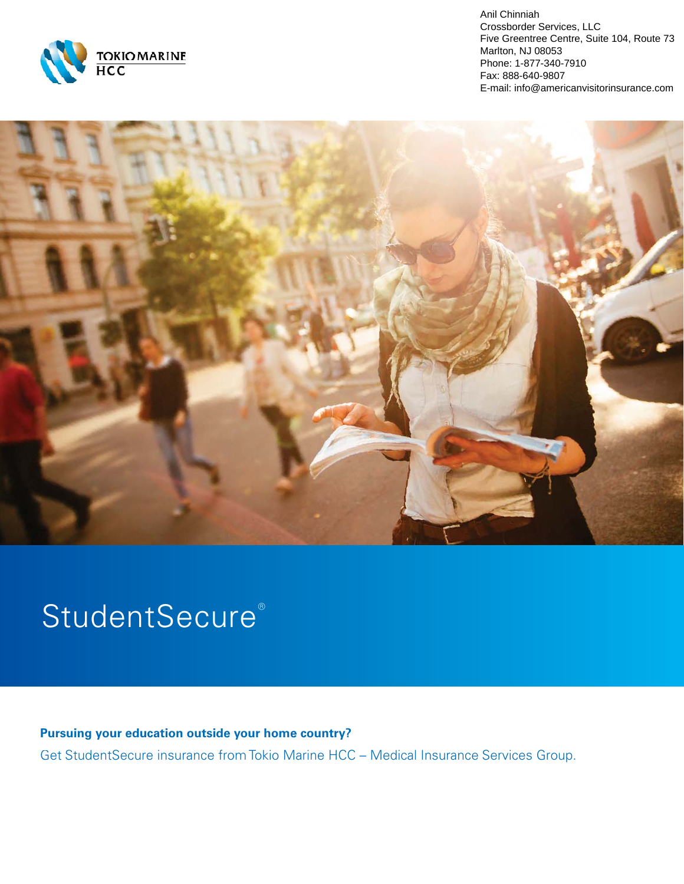TOKIO MARINE HCC

Anil Chinniah
Crossborder Services, LLC
Five Greentree Centre, Suite 104, Route 73
Marlton, NJ 08053
Phone: 1-877-340-7910
Fax: 888-640-9807
E-mail: info@americanvisitorinsurance.com

# StudentSecure®

**Pursuing your education outside your home country?**

Get StudentSecure insurance from Tokio Marine HCC – Medical Insurance Services Group.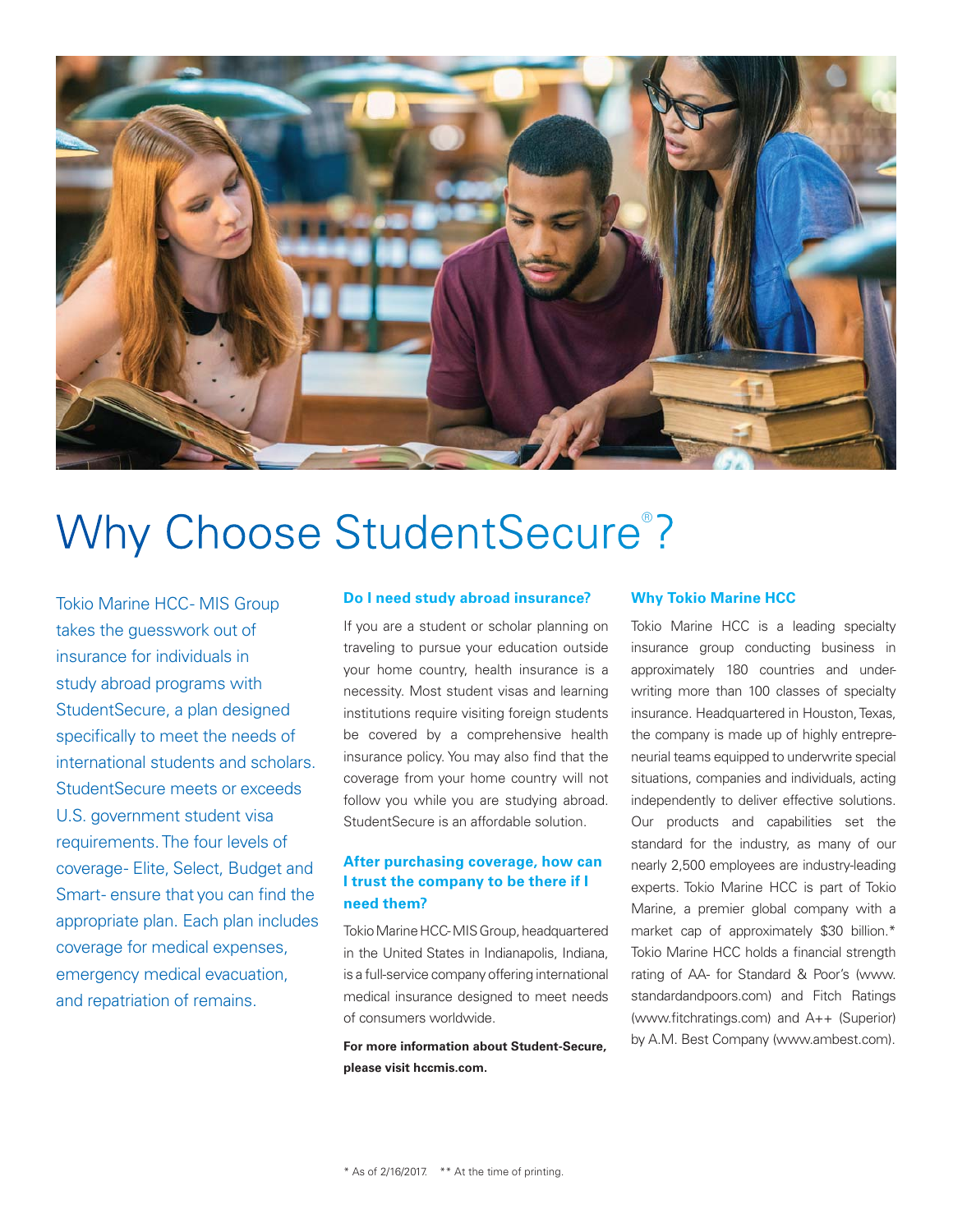# Why Choose StudentSecure®?

Tokio Marine HCC- MIS Group takes the guesswork out of insurance for individuals in study abroad programs with StudentSecure, a plan designed specifically to meet the needs of international students and scholars. StudentSecure meets or exceeds U.S. government student visa requirements. The four levels of coverage- Elite, Select, Budget and Smart- ensure that you can find the appropriate plan. Each plan includes coverage for medical expenses, emergency medical evacuation, and repatriation of remains.

### Do I need study abroad insurance?

If you are a student or scholar planning on traveling to pursue your education outside your home country, health insurance is a necessity. Most student visas and learning institutions require visiting foreign students be covered by a comprehensive health insurance policy. You may also find that the coverage from your home country will not follow you while you are studying abroad. StudentSecure is an affordable solution.

### After purchasing coverage, how can I trust the company to be there if I need them?

Tokio Marine HCC- MIS Group, headquartered in the United States in Indianapolis, Indiana, is a full-service company offering international medical insurance designed to meet needs of consumers worldwide.

**For more information about Student-Secure, please visit hccmis.com.**

### Why Tokio Marine HCC

Tokio Marine HCC is a leading specialty insurance group conducting business in approximately 180 countries and underwriting more than 100 classes of specialty insurance. Headquartered in Houston, Texas, the company is made up of highly entrepreneurial teams equipped to underwrite special situations, companies and individuals, acting independently to deliver effective solutions. Our products and capabilities set the standard for the industry, as many of our nearly 2,500 employees are industry-leading experts. Tokio Marine HCC is part of Tokio Marine, a premier global company with a market cap of approximately $30 billion.* Tokio Marine HCC holds a financial strength rating of AA- for Standard & Poor's (www.standardandpoors.com) and Fitch Ratings (www.fitchratings.com) and A++ (Superior) by A.M. Best Company (www.ambest.com).

* As of 2/16/2017. ** At the time of printing.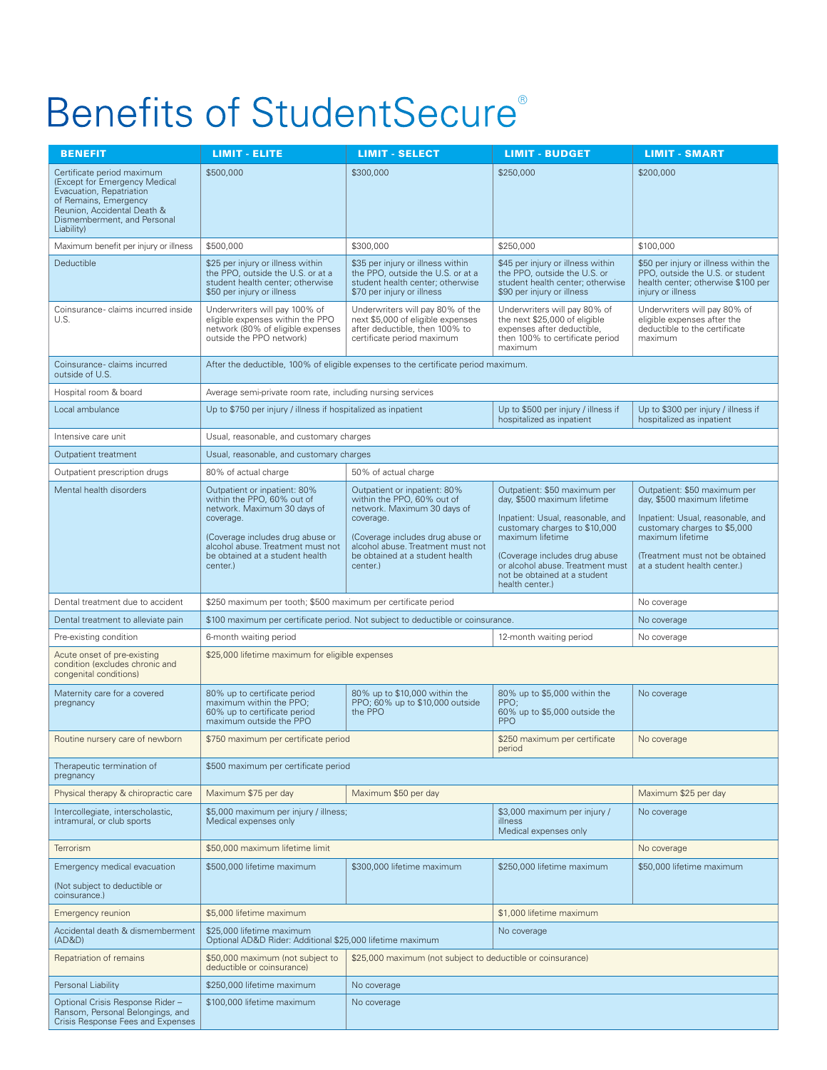# Benefits of StudentSecure®

| BENEFIT | LIMIT - ELITE | LIMIT - SELECT | LIMIT - BUDGET | LIMIT - SMART |
|---|---|---|---|---|
| Certificate period maximum (Except for Emergency Medical Evacuation, Repatriation of Remains, Emergency Reunion, Accidental Death & Dismemberment, and Personal Liability) | $500,000 | $300,000 | $250,000 | $200,000 |
| Maximum benefit per injury or illness | $500,000 | $300,000 | $250,000 | $100,000 |
| Deductible | $25 per injury or illness within the PPO, outside the U.S. or at a student health center; otherwise $50 per injury or illness | $35 per injury or illness within the PPO, outside the U.S. or at a student health center; otherwise $70 per injury or illness | $45 per injury or illness within the PPO, outside the U.S. or student health center; otherwise $90 per injury or illness | $50 per injury or illness within the PPO, outside the U.S. or student health center; otherwise $100 per injury or illness |
| Coinsurance- claims incurred inside U.S. | Underwriters will pay 100% of eligible expenses within the PPO network (80% of eligible expenses outside the PPO network) | Underwriters will pay 80% of the next $5,000 of eligible expenses after deductible, then 100% to certificate period maximum | Underwriters will pay 80% of the next $25,000 of eligible expenses after deductible, then 100% to certificate period maximum | Underwriters will pay 80% of eligible expenses after the deductible to the certificate maximum |
| Coinsurance- claims incurred outside of U.S. | After the deductible, 100% of eligible expenses to the certificate period maximum. | | | |
| Hospital room & board | Average semi-private room rate, including nursing services | | | |
| Local ambulance | Up to $750 per injury / illness if hospitalized as inpatient | | Up to $500 per injury / illness if hospitalized as inpatient | Up to $300 per injury / illness if hospitalized as inpatient |
| Intensive care unit | Usual, reasonable, and customary charges | | | |
| Outpatient treatment | Usual, reasonable, and customary charges | | | |
| Outpatient prescription drugs | 80% of actual charge | 50% of actual charge | | |
| Mental health disorders | Outpatient or inpatient: 80% within the PPO, 60% out of network. Maximum 30 days of coverage. (Coverage includes drug abuse or alcohol abuse. Treatment must not be obtained at a student health center.) | Outpatient or inpatient: 80% within the PPO, 60% out of network. Maximum 30 days of coverage. (Coverage includes drug abuse or alcohol abuse. Treatment must not be obtained at a student health center.) | Outpatient: $50 maximum per day, $500 maximum lifetime. Inpatient: Usual, reasonable, and customary charges to $10,000 maximum lifetime. (Coverage includes drug abuse or alcohol abuse. Treatment must not be obtained at a student health center.) | Outpatient: $50 maximum per day, $500 maximum lifetime. Inpatient: Usual, reasonable, and customary charges to $5,000 maximum lifetime. (Treatment must not be obtained at a student health center.) |
| Dental treatment due to accident | $250 maximum per tooth; $500 maximum per certificate period | | | No coverage |
| Dental treatment to alleviate pain | $100 maximum per certificate period. Not subject to deductible or coinsurance. | | | No coverage |
| Pre-existing condition | 6-month waiting period | | 12-month waiting period | No coverage |
| Acute onset of pre-existing condition (excludes chronic and congenital conditions) | $25,000 lifetime maximum for eligible expenses | | | |
| Maternity care for a covered pregnancy | 80% up to certificate period maximum within the PPO; 60% up to certificate period maximum outside the PPO | 80% up to $10,000 within the PPO; 60% up to $10,000 outside the PPO | 80% up to $5,000 within the PPO; 60% up to $5,000 outside the PPO | No coverage |
| Routine nursery care of newborn | $750 maximum per certificate period | | $250 maximum per certificate period | No coverage |
| Therapeutic termination of pregnancy | $500 maximum per certificate period | | | |
| Physical therapy & chiropractic care | Maximum $75 per day | Maximum $50 per day | | Maximum $25 per day |
| Intercollegiate, interscholastic, intramural, or club sports | $5,000 maximum per injury / illness; Medical expenses only | | $3,000 maximum per injury / illness Medical expenses only | No coverage |
| Terrorism | $50,000 maximum lifetime limit | | | No coverage |
| Emergency medical evacuation (Not subject to deductible or coinsurance.) | $500,000 lifetime maximum | $300,000 lifetime maximum | $250,000 lifetime maximum | $50,000 lifetime maximum |
| Emergency reunion | $5,000 lifetime maximum | | $1,000 lifetime maximum | |
| Accidental death & dismemberment (AD&D) | $25,000 lifetime maximum Optional AD&D Rider: Additional $25,000 lifetime maximum | | No coverage | |
| Repatriation of remains | $50,000 maximum (not subject to deductible or coinsurance) | $25,000 maximum (not subject to deductible or coinsurance) | | |
| Personal Liability | $250,000 lifetime maximum | No coverage | | |
| Optional Crisis Response Rider – Ransom, Personal Belongings, and Crisis Response Fees and Expenses | $100,000 lifetime maximum | No coverage | | |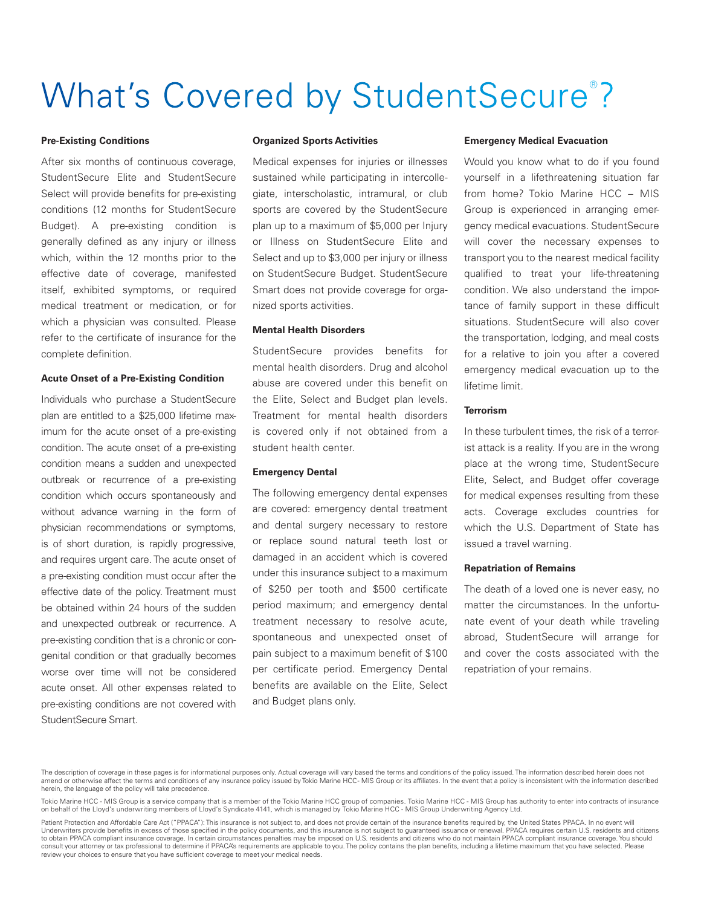# What's Covered by StudentSecure®?

### Pre-Existing Conditions

After six months of continuous coverage, StudentSecure Elite and StudentSecure Select will provide benefits for pre-existing conditions (12 months for StudentSecure Budget). A pre-existing condition is generally defined as any injury or illness which, within the 12 months prior to the effective date of coverage, manifested itself, exhibited symptoms, or required medical treatment or medication, or for which a physician was consulted. Please refer to the certificate of insurance for the complete definition.

### Acute Onset of a Pre-Existing Condition

Individuals who purchase a StudentSecure plan are entitled to a $25,000 lifetime maximum for the acute onset of a pre-existing condition. The acute onset of a pre-existing condition means a sudden and unexpected outbreak or recurrence of a pre-existing condition which occurs spontaneously and without advance warning in the form of physician recommendations or symptoms, is of short duration, is rapidly progressive, and requires urgent care. The acute onset of a pre-existing condition must occur after the effective date of the policy. Treatment must be obtained within 24 hours of the sudden and unexpected outbreak or recurrence. A pre-existing condition that is a chronic or congenital condition or that gradually becomes worse over time will not be considered acute onset. All other expenses related to pre-existing conditions are not covered with StudentSecure Smart.

### Organized Sports Activities

Medical expenses for injuries or illnesses sustained while participating in intercollegiate, interscholastic, intramural, or club sports are covered by the StudentSecure plan up to a maximum of $5,000 per Injury or Illness on StudentSecure Elite and Select and up to $3,000 per injury or illness on StudentSecure Budget. StudentSecure Smart does not provide coverage for organized sports activities.

### Mental Health Disorders

StudentSecure provides benefits for mental health disorders. Drug and alcohol abuse are covered under this benefit on the Elite, Select and Budget plan levels. Treatment for mental health disorders is covered only if not obtained from a student health center.

### Emergency Dental

The following emergency dental expenses are covered: emergency dental treatment and dental surgery necessary to restore or replace sound natural teeth lost or damaged in an accident which is covered under this insurance subject to a maximum of $250 per tooth and $500 certificate period maximum; and emergency dental treatment necessary to resolve acute, spontaneous and unexpected onset of pain subject to a maximum benefit of $100 per certificate period. Emergency Dental benefits are available on the Elite, Select and Budget plans only.

### Emergency Medical Evacuation

Would you know what to do if you found yourself in a lifethreatening situation far from home? Tokio Marine HCC – MIS Group is experienced in arranging emergency medical evacuations. StudentSecure will cover the necessary expenses to transport you to the nearest medical facility qualified to treat your life-threatening condition. We also understand the importance of family support in these difficult situations. StudentSecure will also cover the transportation, lodging, and meal costs for a relative to join you after a covered emergency medical evacuation up to the lifetime limit.

### Terrorism

In these turbulent times, the risk of a terrorist attack is a reality. If you are in the wrong place at the wrong time, StudentSecure Elite, Select, and Budget offer coverage for medical expenses resulting from these acts. Coverage excludes countries for which the U.S. Department of State has issued a travel warning.

### Repatriation of Remains

The death of a loved one is never easy, no matter the circumstances. In the unfortunate event of your death while traveling abroad, StudentSecure will arrange for and cover the costs associated with the repatriation of your remains.

The description of coverage in these pages is for informational purposes only. Actual coverage will vary based the terms and conditions of the policy issued. The information described herein does not amend or otherwise affect the terms and conditions of any insurance policy issued by Tokio Marine HCC- MIS Group or its affiliates. In the event that a policy is inconsistent with the information described herein, the language of the policy will take precedence.

Tokio Marine HCC - MIS Group is a service company that is a member of the Tokio Marine HCC group of companies. Tokio Marine HCC - MIS Group has authority to enter into contracts of insurance on behalf of the Lloyd's underwriting members of Lloyd's Syndicate 4141, which is managed by Tokio Marine HCC - MIS Group Underwriting Agency Ltd.

Patient Protection and Affordable Care Act ("PPACA"): This insurance is not subject to, and does not provide certain of the insurance benefits required by, the United States PPACA. In no event will Underwriters provide benefits in excess of those specified in the policy documents, and this insurance is not subject to guaranteed issuance or renewal. PPACA requires certain U.S. residents and citizens to obtain PPACA compliant insurance coverage. In certain circumstances penalties may be imposed on U.S. residents and citizens who do not maintain PPACA compliant insurance coverage. You should consult your attorney or tax professional to determine if PPACA's requirements are applicable to you. The policy contains the plan benefits, including a lifetime maximum that you have selected. Please review your choices to ensure that you have sufficient coverage to meet your medical needs.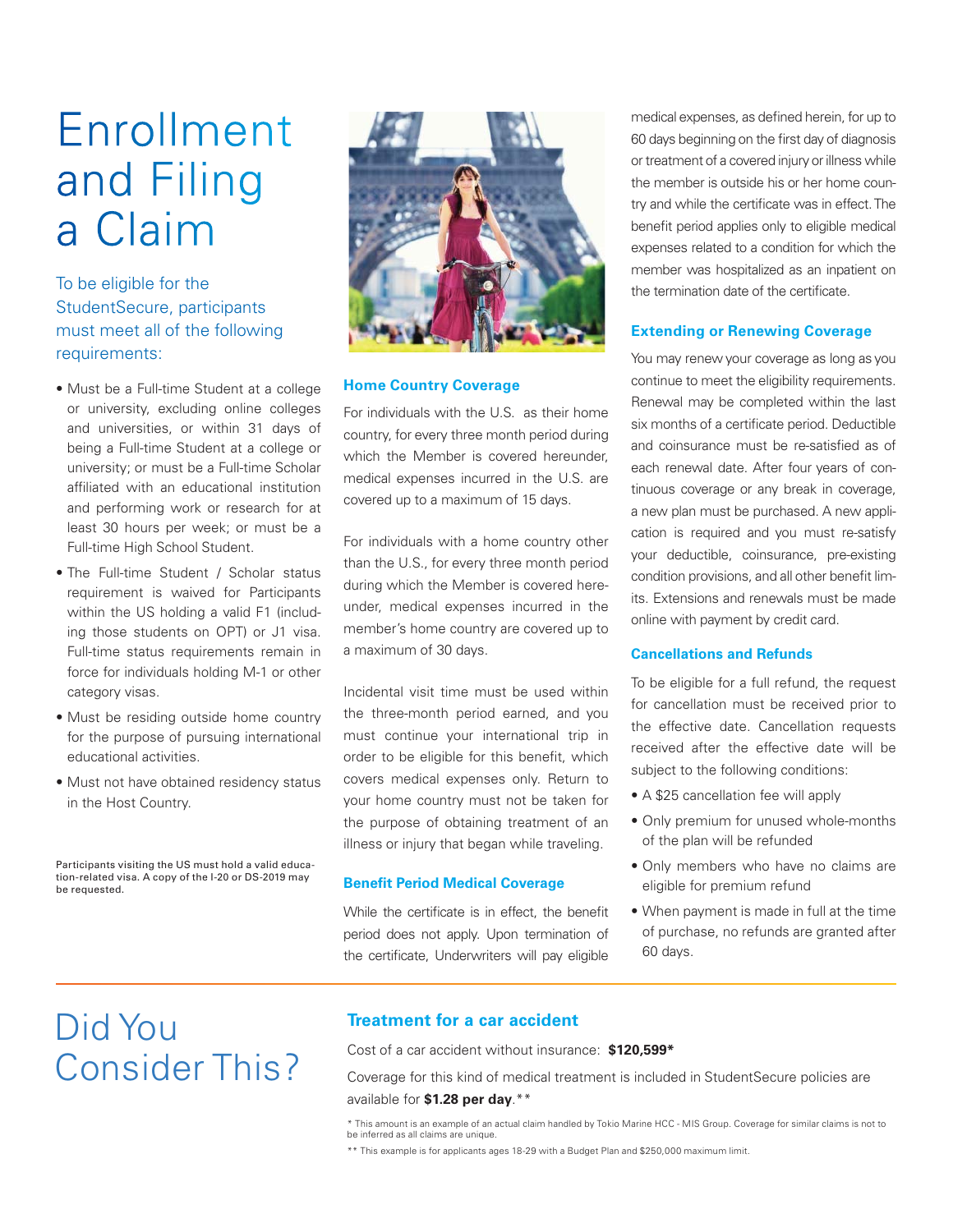# Enrollment and Filing a Claim

To be eligible for the StudentSecure, participants must meet all of the following requirements:

- Must be a Full-time Student at a college or university, excluding online colleges and universities, or within 31 days of being a Full-time Student at a college or university; or must be a Full-time Scholar affiliated with an educational institution and performing work or research for at least 30 hours per week; or must be a Full-time High School Student.
- The Full-time Student / Scholar status requirement is waived for Participants within the US holding a valid F1 (including those students on OPT) or J1 visa. Full-time status requirements remain in force for individuals holding M-1 or other category visas.
- Must be residing outside home country for the purpose of pursuing international educational activities.
- Must not have obtained residency status in the Host Country.

Participants visiting the US must hold a valid education-related visa. A copy of the I-20 or DS-2019 may be requested.

### Home Country Coverage

For individuals with the U.S. as their home country, for every three month period during which the Member is covered hereunder, medical expenses incurred in the U.S. are covered up to a maximum of 15 days.

For individuals with a home country other than the U.S., for every three month period during which the Member is covered hereunder, medical expenses incurred in the member's home country are covered up to a maximum of 30 days.

Incidental visit time must be used within the three-month period earned, and you must continue your international trip in order to be eligible for this benefit, which covers medical expenses only. Return to your home country must not be taken for the purpose of obtaining treatment of an illness or injury that began while traveling.

### Benefit Period Medical Coverage

While the certificate is in effect, the benefit period does not apply. Upon termination of the certificate, Underwriters will pay eligible medical expenses, as defined herein, for up to 60 days beginning on the first day of diagnosis or treatment of a covered injury or illness while the member is outside his or her home country and while the certificate was in effect. The benefit period applies only to eligible medical expenses related to a condition for which the member was hospitalized as an inpatient on the termination date of the certificate.

### Extending or Renewing Coverage

You may renew your coverage as long as you continue to meet the eligibility requirements. Renewal may be completed within the last six months of a certificate period. Deductible and coinsurance must be re-satisfied as of each renewal date. After four years of continuous coverage or any break in coverage, a new plan must be purchased. A new application is required and you must re-satisfy your deductible, coinsurance, pre-existing condition provisions, and all other benefit limits. Extensions and renewals must be made online with payment by credit card.

### Cancellations and Refunds

To be eligible for a full refund, the request for cancellation must be received prior to the effective date. Cancellation requests received after the effective date will be subject to the following conditions:

- A $25 cancellation fee will apply
- Only premium for unused whole-months of the plan will be refunded
- Only members who have no claims are eligible for premium refund
- When payment is made in full at the time of purchase, no refunds are granted after 60 days.

# Did You Consider This?

### Treatment for a car accident

Cost of a car accident without insurance: **$120,599***

Coverage for this kind of medical treatment is included in StudentSecure policies are available for **$1.28 per day**.**

* This amount is an example of an actual claim handled by Tokio Marine HCC - MIS Group. Coverage for similar claims is not to be inferred as all claims are unique.

** This example is for applicants ages 18-29 with a Budget Plan and $250,000 maximum limit.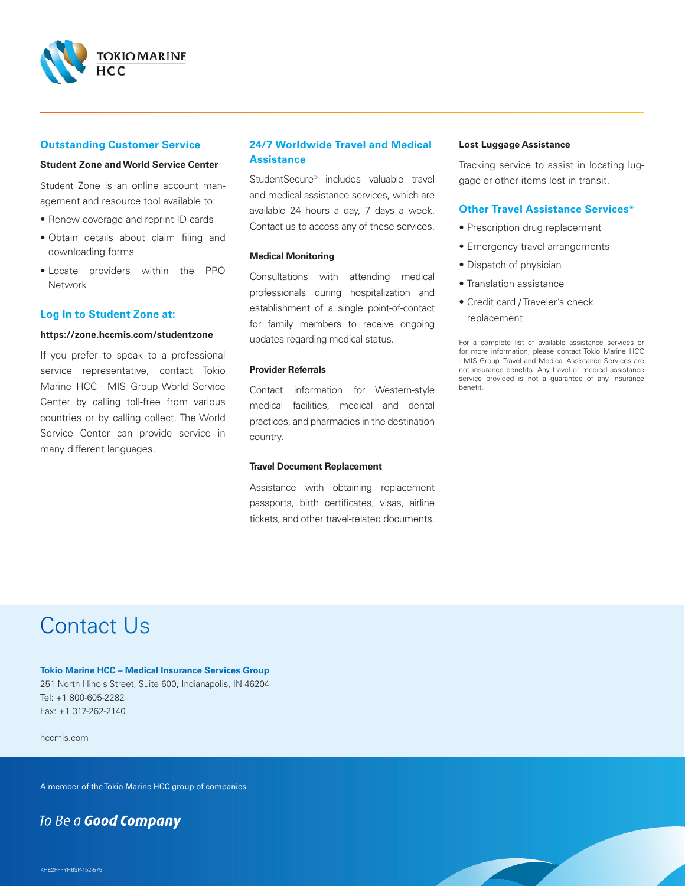## Outstanding Customer Service

**Student Zone and World Service Center**

Student Zone is an online account management and resource tool available to:

- Renew coverage and reprint ID cards
- Obtain details about claim filing and downloading forms
- Locate providers within the PPO Network

## Log In to Student Zone at:

**https://zone.hccmis.com/studentzone**

If you prefer to speak to a professional service representative, contact Tokio Marine HCC - MIS Group World Service Center by calling toll-free from various countries or by calling collect. The World Service Center can provide service in many different languages.

## 24/7 Worldwide Travel and Medical Assistance

StudentSecure® includes valuable travel and medical assistance services, which are available 24 hours a day, 7 days a week. Contact us to access any of these services.

**Medical Monitoring**

Consultations with attending medical professionals during hospitalization and establishment of a single point-of-contact for family members to receive ongoing updates regarding medical status.

**Provider Referrals**

Contact information for Western-style medical facilities, medical and dental practices, and pharmacies in the destination country.

**Travel Document Replacement**

Assistance with obtaining replacement passports, birth certificates, visas, airline tickets, and other travel-related documents.

**Lost Luggage Assistance**

Tracking service to assist in locating luggage or other items lost in transit.

## Other Travel Assistance Services*

- Prescription drug replacement
- Emergency travel arrangements
- Dispatch of physician
- Translation assistance
- Credit card / Traveler's check replacement

For a complete list of available assistance services or for more information, please contact Tokio Marine HCC - MIS Group. Travel and Medical Assistance Services are not insurance benefits. Any travel or medical assistance service provided is not a guarantee of any insurance benefit.

# Contact Us

**Tokio Marine HCC – Medical Insurance Services Group**
251 North Illinois Street, Suite 600, Indianapolis, IN 46204
Tel: +1 800-605-2282
Fax: +1 317-262-2140

hccmis.com

A member of the Tokio Marine HCC group of companies

*To Be a* ***Good Company***

KHE2FFFYH6SP-152-575